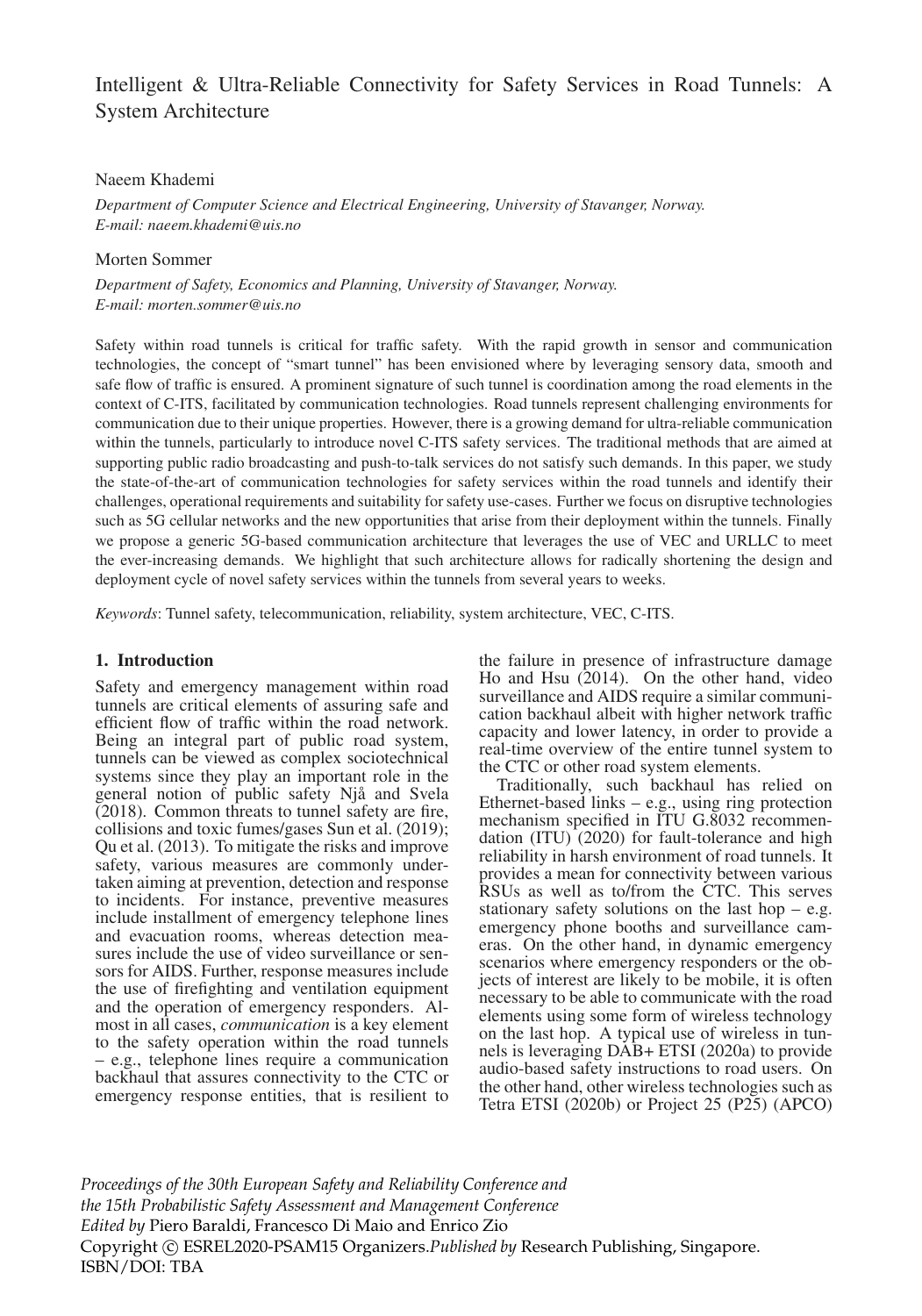# Intelligent & Ultra-Reliable Connectivity for Safety Services in Road Tunnels: A System Architecture

Naeem Khademi

*Department of Computer Science and Electrical Engineering, University of Stavanger, Norway.*
*E-mail: naeem.khademi@uis.no*

Morten Sommer

*Department of Safety, Economics and Planning, University of Stavanger, Norway.*
*E-mail: morten.sommer@uis.no*

Safety within road tunnels is critical for traffic safety. With the rapid growth in sensor and communication technologies, the concept of "smart tunnel" has been envisioned where by leveraging sensory data, smooth and safe flow of traffic is ensured. A prominent signature of such tunnel is coordination among the road elements in the context of C-ITS, facilitated by communication technologies. Road tunnels represent challenging environments for communication due to their unique properties. However, there is a growing demand for ultra-reliable communication within the tunnels, particularly to introduce novel C-ITS safety services. The traditional methods that are aimed at supporting public radio broadcasting and push-to-talk services do not satisfy such demands. In this paper, we study the state-of-the-art of communication technologies for safety services within the road tunnels and identify their challenges, operational requirements and suitability for safety use-cases. Further we focus on disruptive technologies such as 5G cellular networks and the new opportunities that arise from their deployment within the tunnels. Finally we propose a generic 5G-based communication architecture that leverages the use of VEC and URLLC to meet the ever-increasing demands. We highlight that such architecture allows for radically shortening the design and deployment cycle of novel safety services within the tunnels from several years to weeks.

*Keywords*: Tunnel safety, telecommunication, reliability, system architecture, VEC, C-ITS.

## 1. Introduction

Safety and emergency management within road tunnels are critical elements of assuring safe and efficient flow of traffic within the road network. Being an integral part of public road system, tunnels can be viewed as complex sociotechnical systems since they play an important role in the general notion of public safety Njå and Svela (2018). Common threats to tunnel safety are fire, collisions and toxic fumes/gases Sun et al. (2019); Qu et al. (2013). To mitigate the risks and improve safety, various measures are commonly undertaken aiming at prevention, detection and response to incidents. For instance, preventive measures include installment of emergency telephone lines and evacuation rooms, whereas detection measures include the use of video surveillance or sensors for AIDS. Further, response measures include the use of firefighting and ventilation equipment and the operation of emergency responders. Almost in all cases, *communication* is a key element to the safety operation within the road tunnels – e.g., telephone lines require a communication backhaul that assures connectivity to the CTC or emergency response entities, that is resilient to the failure in presence of infrastructure damage Ho and Hsu (2014). On the other hand, video surveillance and AIDS require a similar communication backhaul albeit with higher network traffic capacity and lower latency, in order to provide a real-time overview of the entire tunnel system to the CTC or other road system elements.

Traditionally, such backhaul has relied on Ethernet-based links – e.g., using ring protection mechanism specified in ITU G.8032 recommendation (ITU) (2020) for fault-tolerance and high reliability in harsh environment of road tunnels. It provides a mean for connectivity between various RSUs as well as to/from the CTC. This serves stationary safety solutions on the last hop – e.g. emergency phone booths and surveillance cameras. On the other hand, in dynamic emergency scenarios where emergency responders or the objects of interest are likely to be mobile, it is often necessary to be able to communicate with the road elements using some form of wireless technology on the last hop. A typical use of wireless in tunnels is leveraging DAB+ ETSI (2020a) to provide audio-based safety instructions to road users. On the other hand, other wireless technologies such as Tetra ETSI (2020b) or Project 25 (P25) (APCO)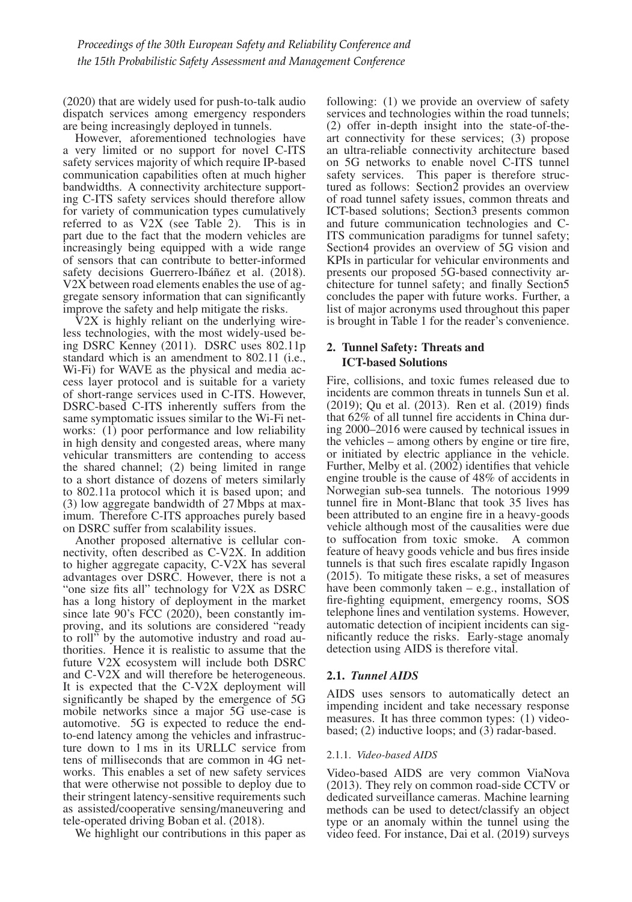(2020) that are widely used for push-to-talk audio dispatch services among emergency responders are being increasingly deployed in tunnels.

However, aforementioned technologies have a very limited or no support for novel C-ITS safety services majority of which require IP-based communication capabilities often at much higher bandwidths. A connectivity architecture supporting C-ITS safety services should therefore allow for variety of communication types cumulatively referred to as V2X (see Table 2). This is in part due to the fact that the modern vehicles are increasingly being equipped with a wide range of sensors that can contribute to better-informed safety decisions Guerrero-Ibáñez et al. (2018). V2X between road elements enables the use of aggregate sensory information that can significantly improve the safety and help mitigate the risks.

V2X is highly reliant on the underlying wireless technologies, with the most widely-used being DSRC Kenney (2011). DSRC uses 802.11p standard which is an amendment to 802.11 (i.e., Wi-Fi) for WAVE as the physical and media access layer protocol and is suitable for a variety of short-range services used in C-ITS. However, DSRC-based C-ITS inherently suffers from the same symptomatic issues similar to the Wi-Fi networks: (1) poor performance and low reliability in high density and congested areas, where many vehicular transmitters are contending to access the shared channel; (2) being limited in range to a short distance of dozens of meters similarly to 802.11a protocol which it is based upon; and (3) low aggregate bandwidth of 27 Mbps at maximum. Therefore C-ITS approaches purely based on DSRC suffer from scalability issues.

Another proposed alternative is cellular connectivity, often described as C-V2X. In addition to higher aggregate capacity, C-V2X has several advantages over DSRC. However, there is not a "one size fits all" technology for V2X as DSRC has a long history of deployment in the market since late 90's FCC (2020), been constantly improving, and its solutions are considered "ready to roll" by the automotive industry and road authorities. Hence it is realistic to assume that the future V2X ecosystem will include both DSRC and C-V2X and will therefore be heterogeneous. It is expected that the C-V2X deployment will significantly be shaped by the emergence of 5G mobile networks since a major 5G use-case is automotive. 5G is expected to reduce the end-to-end latency among the vehicles and infrastructure down to 1 ms in its URLLC service from tens of milliseconds that are common in 4G networks. This enables a set of new safety services that were otherwise not possible to deploy due to their stringent latency-sensitive requirements such as assisted/cooperative sensing/maneuvering and tele-operated driving Boban et al. (2018).

We highlight our contributions in this paper as following: (1) we provide an overview of safety services and technologies within the road tunnels; (2) offer in-depth insight into the state-of-the-art connectivity for these services; (3) propose an ultra-reliable connectivity architecture based on 5G networks to enable novel C-ITS tunnel safety services. This paper is therefore structured as follows: Section2 provides an overview of road tunnel safety issues, common threats and ICT-based solutions; Section3 presents common and future communication technologies and C-ITS communication paradigms for tunnel safety; Section4 provides an overview of 5G vision and KPIs in particular for vehicular environments and presents our proposed 5G-based connectivity architecture for tunnel safety; and finally Section5 concludes the paper with future works. Further, a list of major acronyms used throughout this paper is brought in Table 1 for the reader's convenience.

## 2. Tunnel Safety: Threats and ICT-based Solutions

Fire, collisions, and toxic fumes released due to incidents are common threats in tunnels Sun et al. (2019); Qu et al. (2013). Ren et al. (2019) finds that 62% of all tunnel fire accidents in China during 2000–2016 were caused by technical issues in the vehicles – among others by engine or tire fire, or initiated by electric appliance in the vehicle. Further, Melby et al. (2002) identifies that vehicle engine trouble is the cause of 48% of accidents in Norwegian sub-sea tunnels. The notorious 1999 tunnel fire in Mont-Blanc that took 35 lives has been attributed to an engine fire in a heavy-goods vehicle although most of the causalities were due to suffocation from toxic smoke. A common feature of heavy goods vehicle and bus fires inside tunnels is that such fires escalate rapidly Ingason (2015). To mitigate these risks, a set of measures have been commonly taken – e.g., installation of fire-fighting equipment, emergency rooms, SOS telephone lines and ventilation systems. However, automatic detection of incipient incidents can significantly reduce the risks. Early-stage anomaly detection using AIDS is therefore vital.

### 2.1. *Tunnel AIDS*

AIDS uses sensors to automatically detect an impending incident and take necessary response measures. It has three common types: (1) video-based; (2) inductive loops; and (3) radar-based.

#### 2.1.1. *Video-based AIDS*

Video-based AIDS are very common ViaNova (2013). They rely on common road-side CCTV or dedicated surveillance cameras. Machine learning methods can be used to detect/classify an object type or an anomaly within the tunnel using the video feed. For instance, Dai et al. (2019) surveys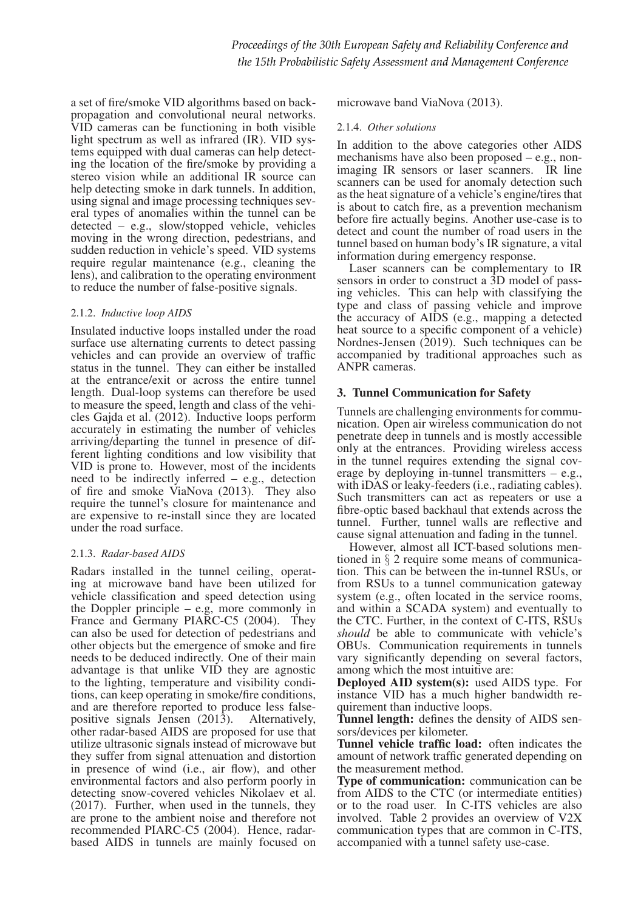a set of fire/smoke VID algorithms based on backpropagation and convolutional neural networks. VID cameras can be functioning in both visible light spectrum as well as infrared (IR). VID systems equipped with dual cameras can help detecting the location of the fire/smoke by providing a stereo vision while an additional IR source can help detecting smoke in dark tunnels. In addition, using signal and image processing techniques several types of anomalies within the tunnel can be detected – e.g., slow/stopped vehicle, vehicles moving in the wrong direction, pedestrians, and sudden reduction in vehicle's speed. VID systems require regular maintenance (e.g., cleaning the lens), and calibration to the operating environment to reduce the number of false-positive signals.

#### 2.1.2. *Inductive loop AIDS*

Insulated inductive loops installed under the road surface use alternating currents to detect passing vehicles and can provide an overview of traffic status in the tunnel. They can either be installed at the entrance/exit or across the entire tunnel length. Dual-loop systems can therefore be used to measure the speed, length and class of the vehicles Gajda et al. (2012). Inductive loops perform accurately in estimating the number of vehicles arriving/departing the tunnel in presence of different lighting conditions and low visibility that VID is prone to. However, most of the incidents need to be indirectly inferred – e.g., detection of fire and smoke ViaNova (2013). They also require the tunnel's closure for maintenance and are expensive to re-install since they are located under the road surface.

#### 2.1.3. *Radar-based AIDS*

Radars installed in the tunnel ceiling, operating at microwave band have been utilized for vehicle classification and speed detection using the Doppler principle – e.g, more commonly in France and Germany PIARC-C5 (2004). They can also be used for detection of pedestrians and other objects but the emergence of smoke and fire needs to be deduced indirectly. One of their main advantage is that unlike VID they are agnostic to the lighting, temperature and visibility conditions, can keep operating in smoke/fire conditions, and are therefore reported to produce less false-positive signals Jensen (2013). Alternatively, other radar-based AIDS are proposed for use that utilize ultrasonic signals instead of microwave but they suffer from signal attenuation and distortion in presence of wind (i.e., air flow), and other environmental factors and also perform poorly in detecting snow-covered vehicles Nikolaev et al. (2017). Further, when used in the tunnels, they are prone to the ambient noise and therefore not recommended PIARC-C5 (2004). Hence, radar-based AIDS in tunnels are mainly focused on microwave band ViaNova (2013).

#### 2.1.4. *Other solutions*

In addition to the above categories other AIDS mechanisms have also been proposed – e.g., non-imaging IR sensors or laser scanners. IR line scanners can be used for anomaly detection such as the heat signature of a vehicle's engine/tires that is about to catch fire, as a prevention mechanism before fire actually begins. Another use-case is to detect and count the number of road users in the tunnel based on human body's IR signature, a vital information during emergency response.

Laser scanners can be complementary to IR sensors in order to construct a 3D model of passing vehicles. This can help with classifying the type and class of passing vehicle and improve the accuracy of AIDS (e.g., mapping a detected heat source to a specific component of a vehicle) Nordnes-Jensen (2019). Such techniques can be accompanied by traditional approaches such as ANPR cameras.

## 3. Tunnel Communication for Safety

Tunnels are challenging environments for communication. Open air wireless communication do not penetrate deep in tunnels and is mostly accessible only at the entrances. Providing wireless access in the tunnel requires extending the signal coverage by deploying in-tunnel transmitters – e.g., with iDAS or leaky-feeders (i.e., radiating cables). Such transmitters can act as repeaters or use a fibre-optic based backhaul that extends across the tunnel. Further, tunnel walls are reflective and cause signal attenuation and fading in the tunnel.

However, almost all ICT-based solutions mentioned in § 2 require some means of communication. This can be between the in-tunnel RSUs, or from RSUs to a tunnel communication gateway system (e.g., often located in the service rooms, and within a SCADA system) and eventually to the CTC. Further, in the context of C-ITS, RSUs *should* be able to communicate with vehicle's OBUs. Communication requirements in tunnels vary significantly depending on several factors, among which the most intuitive are:

**Deployed AID system(s):** used AIDS type. For instance VID has a much higher bandwidth requirement than inductive loops.

**Tunnel length:** defines the density of AIDS sensors/devices per kilometer.

**Tunnel vehicle traffic load:** often indicates the amount of network traffic generated depending on the measurement method.

**Type of communication:** communication can be from AIDS to the CTC (or intermediate entities) or to the road user. In C-ITS vehicles are also involved. Table 2 provides an overview of V2X communication types that are common in C-ITS, accompanied with a tunnel safety use-case.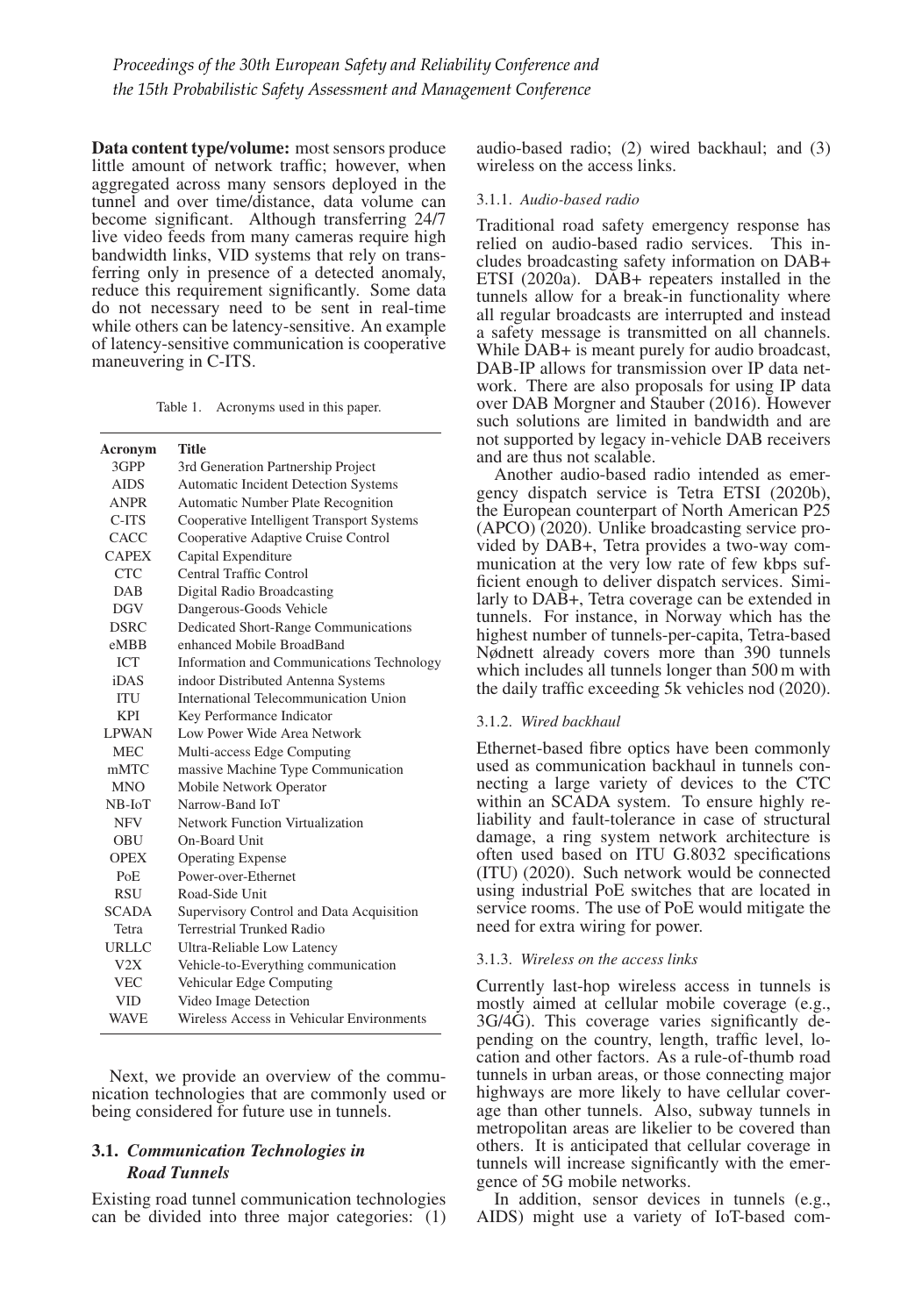**Data content type/volume:** most sensors produce little amount of network traffic; however, when aggregated across many sensors deployed in the tunnel and over time/distance, data volume can become significant. Although transferring 24/7 live video feeds from many cameras require high bandwidth links, VID systems that rely on transferring only in presence of a detected anomaly, reduce this requirement significantly. Some data do not necessary need to be sent in real-time while others can be latency-sensitive. An example of latency-sensitive communication is cooperative maneuvering in C-ITS.

Table 1. Acronyms used in this paper.

| Acronym | Title |
|---|---|
| 3GPP | 3rd Generation Partnership Project |
| AIDS | Automatic Incident Detection Systems |
| ANPR | Automatic Number Plate Recognition |
| C-ITS | Cooperative Intelligent Transport Systems |
| CACC | Cooperative Adaptive Cruise Control |
| CAPEX | Capital Expenditure |
| CTC | Central Traffic Control |
| DAB | Digital Radio Broadcasting |
| DGV | Dangerous-Goods Vehicle |
| DSRC | Dedicated Short-Range Communications |
| eMBB | enhanced Mobile BroadBand |
| ICT | Information and Communications Technology |
| iDAS | indoor Distributed Antenna Systems |
| ITU | International Telecommunication Union |
| KPI | Key Performance Indicator |
| LPWAN | Low Power Wide Area Network |
| MEC | Multi-access Edge Computing |
| mMTC | massive Machine Type Communication |
| MNO | Mobile Network Operator |
| NB-IoT | Narrow-Band IoT |
| NFV | Network Function Virtualization |
| OBU | On-Board Unit |
| OPEX | Operating Expense |
| PoE | Power-over-Ethernet |
| RSU | Road-Side Unit |
| SCADA | Supervisory Control and Data Acquisition |
| Tetra | Terrestrial Trunked Radio |
| URLLC | Ultra-Reliable Low Latency |
| V2X | Vehicle-to-Everything communication |
| VEC | Vehicular Edge Computing |
| VID | Video Image Detection |
| WAVE | Wireless Access in Vehicular Environments |

Next, we provide an overview of the communication technologies that are commonly used or being considered for future use in tunnels.

### 3.1. *Communication Technologies in Road Tunnels*

Existing road tunnel communication technologies can be divided into three major categories: (1) audio-based radio; (2) wired backhaul; and (3) wireless on the access links.

#### 3.1.1. *Audio-based radio*

Traditional road safety emergency response has relied on audio-based radio services. This includes broadcasting safety information on DAB+ ETSI (2020a). DAB+ repeaters installed in the tunnels allow for a break-in functionality where all regular broadcasts are interrupted and instead a safety message is transmitted on all channels. While DAB+ is meant purely for audio broadcast, DAB-IP allows for transmission over IP data network. There are also proposals for using IP data over DAB Morgner and Stauber (2016). However such solutions are limited in bandwidth and are not supported by legacy in-vehicle DAB receivers and are thus not scalable.

Another audio-based radio intended as emergency dispatch service is Tetra ETSI (2020b), the European counterpart of North American P25 (APCO) (2020). Unlike broadcasting service provided by DAB+, Tetra provides a two-way communication at the very low rate of few kbps sufficient enough to deliver dispatch services. Similarly to DAB+, Tetra coverage can be extended in tunnels. For instance, in Norway which has the highest number of tunnels-per-capita, Tetra-based Nødnett already covers more than 390 tunnels which includes all tunnels longer than 500 m with the daily traffic exceeding 5k vehicles nod (2020).

#### 3.1.2. *Wired backhaul*

Ethernet-based fibre optics have been commonly used as communication backhaul in tunnels connecting a large variety of devices to the CTC within an SCADA system. To ensure highly reliability and fault-tolerance in case of structural damage, a ring system network architecture is often used based on ITU G.8032 specifications (ITU) (2020). Such network would be connected using industrial PoE switches that are located in service rooms. The use of PoE would mitigate the need for extra wiring for power.

#### 3.1.3. *Wireless on the access links*

Currently last-hop wireless access in tunnels is mostly aimed at cellular mobile coverage (e.g., 3G/4G). This coverage varies significantly depending on the country, length, traffic level, location and other factors. As a rule-of-thumb road tunnels in urban areas, or those connecting major highways are more likely to have cellular coverage than other tunnels. Also, subway tunnels in metropolitan areas are likelier to be covered than others. It is anticipated that cellular coverage in tunnels will increase significantly with the emergence of 5G mobile networks.

In addition, sensor devices in tunnels (e.g., AIDS) might use a variety of IoT-based com-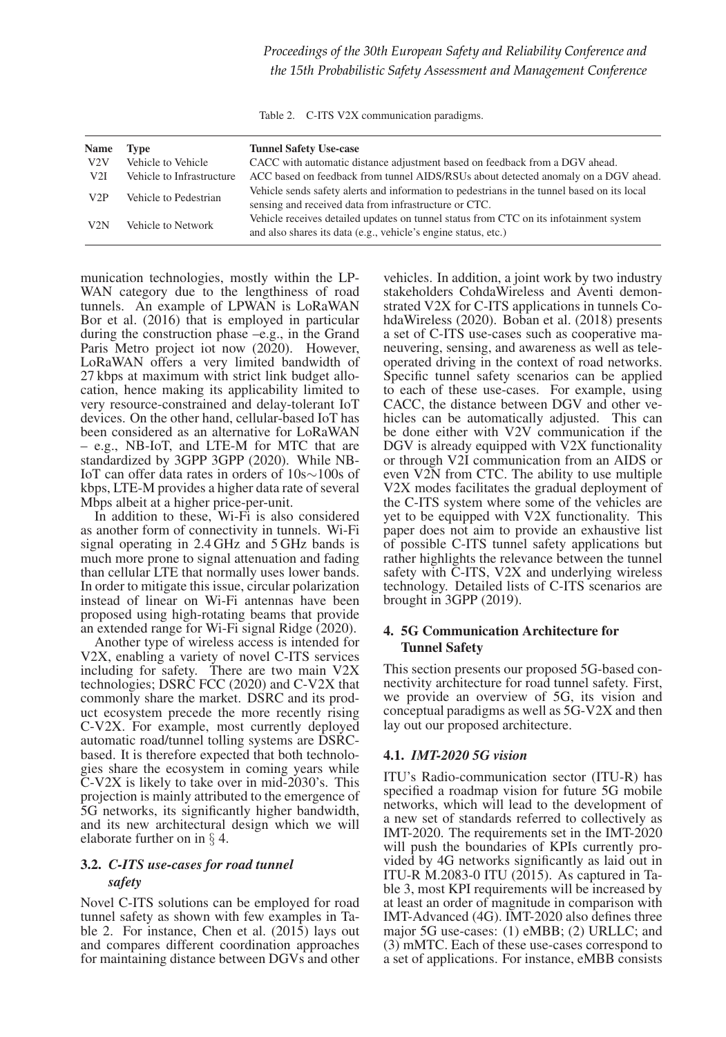Table 2. C-ITS V2X communication paradigms.

| Name | Type | Tunnel Safety Use-case |
|---|---|---|
| V2V | Vehicle to Vehicle | CACC with automatic distance adjustment based on feedback from a DGV ahead. |
| V2I | Vehicle to Infrastructure | ACC based on feedback from tunnel AIDS/RSUs about detected anomaly on a DGV ahead. |
| V2P | Vehicle to Pedestrian | Vehicle sends safety alerts and information to pedestrians in the tunnel based on its local sensing and received data from infrastructure or CTC. |
| V2N | Vehicle to Network | Vehicle receives detailed updates on tunnel status from CTC on its infotainment system and also shares its data (e.g., vehicle's engine status, etc.) |

munication technologies, mostly within the LPWAN category due to the lengthiness of road tunnels. An example of LPWAN is LoRaWAN Bor et al. (2016) that is employed in particular during the construction phase –e.g., in the Grand Paris Metro project iot now (2020). However, LoRaWAN offers a very limited bandwidth of 27 kbps at maximum with strict link budget allocation, hence making its applicability limited to very resource-constrained and delay-tolerant IoT devices. On the other hand, cellular-based IoT has been considered as an alternative for LoRaWAN – e.g., NB-IoT, and LTE-M for MTC that are standardized by 3GPP 3GPP (2020). While NB-IoT can offer data rates in orders of 10s∼100s of kbps, LTE-M provides a higher data rate of several Mbps albeit at a higher price-per-unit.

In addition to these, Wi-Fi is also considered as another form of connectivity in tunnels. Wi-Fi signal operating in 2.4 GHz and 5 GHz bands is much more prone to signal attenuation and fading than cellular LTE that normally uses lower bands. In order to mitigate this issue, circular polarization instead of linear on Wi-Fi antennas have been proposed using high-rotating beams that provide an extended range for Wi-Fi signal Ridge (2020).

Another type of wireless access is intended for V2X, enabling a variety of novel C-ITS services including for safety. There are two main V2X technologies; DSRC FCC (2020) and C-V2X that commonly share the market. DSRC and its product ecosystem precede the more recently rising C-V2X. For example, most currently deployed automatic road/tunnel tolling systems are DSRC-based. It is therefore expected that both technologies share the ecosystem in coming years while C-V2X is likely to take over in mid-2030's. This projection is mainly attributed to the emergence of 5G networks, its significantly higher bandwidth, and its new architectural design which we will elaborate further on in § 4.

### 3.2. *C-ITS use-cases for road tunnel safety*

Novel C-ITS solutions can be employed for road tunnel safety as shown with few examples in Table 2. For instance, Chen et al. (2015) lays out and compares different coordination approaches for maintaining distance between DGVs and other vehicles. In addition, a joint work by two industry stakeholders CohdaWireless and Aventi demonstrated V2X for C-ITS applications in tunnels CohdaWireless (2020). Boban et al. (2018) presents a set of C-ITS use-cases such as cooperative maneuvering, sensing, and awareness as well as teleoperated driving in the context of road networks. Specific tunnel safety scenarios can be applied to each of these use-cases. For example, using CACC, the distance between DGV and other vehicles can be automatically adjusted. This can be done either with V2V communication if the DGV is already equipped with V2X functionality or through V2I communication from an AIDS or even V2N from CTC. The ability to use multiple V2X modes facilitates the gradual deployment of the C-ITS system where some of the vehicles are yet to be equipped with V2X functionality. This paper does not aim to provide an exhaustive list of possible C-ITS tunnel safety applications but rather highlights the relevance between the tunnel safety with C-ITS, V2X and underlying wireless technology. Detailed lists of C-ITS scenarios are brought in 3GPP (2019).

## 4. 5G Communication Architecture for Tunnel Safety

This section presents our proposed 5G-based connectivity architecture for road tunnel safety. First, we provide an overview of 5G, its vision and conceptual paradigms as well as 5G-V2X and then lay out our proposed architecture.

### 4.1. *IMT-2020 5G vision*

ITU's Radio-communication sector (ITU-R) has specified a roadmap vision for future 5G mobile networks, which will lead to the development of a new set of standards referred to collectively as IMT-2020. The requirements set in the IMT-2020 will push the boundaries of KPIs currently provided by 4G networks significantly as laid out in ITU-R M.2083-0 ITU (2015). As captured in Table 3, most KPI requirements will be increased by at least an order of magnitude in comparison with IMT-Advanced (4G). IMT-2020 also defines three major 5G use-cases: (1) eMBB; (2) URLLC; and (3) mMTC. Each of these use-cases correspond to a set of applications. For instance, eMBB consists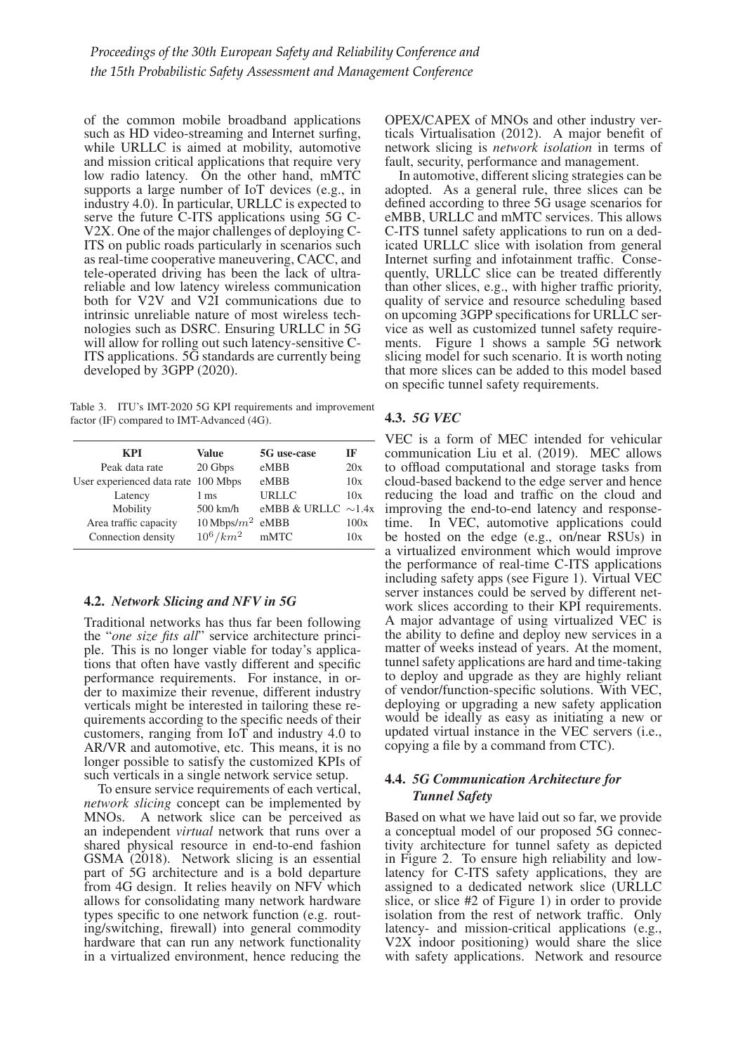of the common mobile broadband applications such as HD video-streaming and Internet surfing, while URLLC is aimed at mobility, automotive and mission critical applications that require very low radio latency. On the other hand, mMTC supports a large number of IoT devices (e.g., in industry 4.0). In particular, URLLC is expected to serve the future C-ITS applications using 5G C-V2X. One of the major challenges of deploying C-ITS on public roads particularly in scenarios such as real-time cooperative maneuvering, CACC, and tele-operated driving has been the lack of ultra-reliable and low latency wireless communication both for V2V and V2I communications due to intrinsic unreliable nature of most wireless technologies such as DSRC. Ensuring URLLC in 5G will allow for rolling out such latency-sensitive C-ITS applications. 5G standards are currently being developed by 3GPP (2020).

Table 3. ITU's IMT-2020 5G KPI requirements and improvement factor (IF) compared to IMT-Advanced (4G).

| KPI | Value | 5G use-case | IF |
|---|---|---|---|
| Peak data rate | 20 Gbps | eMBB | 20x |
| User experienced data rate | 100 Mbps | eMBB | 10x |
| Latency | 1 ms | URLLC | 10x |
| Mobility | 500 km/h | eMBB & URLLC | $\sim$1.4x |
| Area traffic capacity | 10 Mbps/$m^2$ | eMBB | 100x |
| Connection density | $10^6/km^2$ | mMTC | 10x |

### 4.2. *Network Slicing and NFV in 5G*

Traditional networks has thus far been following the "*one size fits all*" service architecture principle. This is no longer viable for today's applications that often have vastly different and specific performance requirements. For instance, in order to maximize their revenue, different industry verticals might be interested in tailoring these requirements according to the specific needs of their customers, ranging from IoT and industry 4.0 to AR/VR and automotive, etc. This means, it is no longer possible to satisfy the customized KPIs of such verticals in a single network service setup.

To ensure service requirements of each vertical, *network slicing* concept can be implemented by MNOs. A network slice can be perceived as an independent *virtual* network that runs over a shared physical resource in end-to-end fashion GSMA (2018). Network slicing is an essential part of 5G architecture and is a bold departure from 4G design. It relies heavily on NFV which allows for consolidating many network hardware types specific to one network function (e.g. routing/switching, firewall) into general commodity hardware that can run any network functionality in a virtualized environment, hence reducing the OPEX/CAPEX of MNOs and other industry verticals Virtualisation (2012). A major benefit of network slicing is *network isolation* in terms of fault, security, performance and management.

In automotive, different slicing strategies can be adopted. As a general rule, three slices can be defined according to three 5G usage scenarios for eMBB, URLLC and mMTC services. This allows C-ITS tunnel safety applications to run on a dedicated URLLC slice with isolation from general Internet surfing and infotainment traffic. Consequently, URLLC slice can be treated differently than other slices, e.g., with higher traffic priority, quality of service and resource scheduling based on upcoming 3GPP specifications for URLLC service as well as customized tunnel safety requirements. Figure 1 shows a sample 5G network slicing model for such scenario. It is worth noting that more slices can be added to this model based on specific tunnel safety requirements.

### 4.3. *5G VEC*

VEC is a form of MEC intended for vehicular communication Liu et al. (2019). MEC allows to offload computational and storage tasks from cloud-based backend to the edge server and hence reducing the load and traffic on the cloud and improving the end-to-end latency and response-time. In VEC, automotive applications could be hosted on the edge (e.g., on/near RSUs) in a virtualized environment which would improve the performance of real-time C-ITS applications including safety apps (see Figure 1). Virtual VEC server instances could be served by different network slices according to their KPI requirements. A major advantage of using virtualized VEC is the ability to define and deploy new services in a matter of weeks instead of years. At the moment, tunnel safety applications are hard and time-taking to deploy and upgrade as they are highly reliant of vendor/function-specific solutions. With VEC, deploying or upgrading a new safety application would be ideally as easy as initiating a new or updated virtual instance in the VEC servers (i.e., copying a file by a command from CTC).

### 4.4. *5G Communication Architecture for Tunnel Safety*

Based on what we have laid out so far, we provide a conceptual model of our proposed 5G connectivity architecture for tunnel safety as depicted in Figure 2. To ensure high reliability and low-latency for C-ITS safety applications, they are assigned to a dedicated network slice (URLLC slice, or slice #2 of Figure 1) in order to provide isolation from the rest of network traffic. Only latency- and mission-critical applications (e.g., V2X indoor positioning) would share the slice with safety applications. Network and resource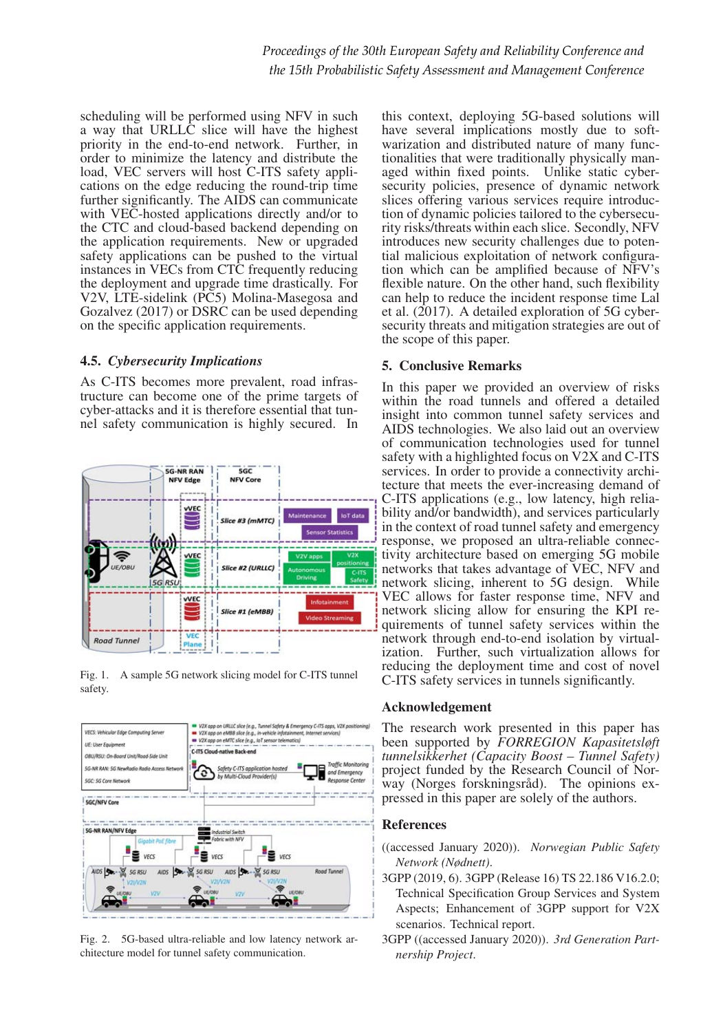scheduling will be performed using NFV in such a way that URLLC slice will have the highest priority in the end-to-end network. Further, in order to minimize the latency and distribute the load, VEC servers will host C-ITS safety applications on the edge reducing the round-trip time further significantly. The AIDS can communicate with VEC-hosted applications directly and/or to the CTC and cloud-based backend depending on the application requirements. New or upgraded safety applications can be pushed to the virtual instances in VECs from CTC frequently reducing the deployment and upgrade time drastically. For V2V, LTE-sidelink (PC5) Molina-Masegosa and Gozalvez (2017) or DSRC can be used depending on the specific application requirements.

### 4.5. *Cybersecurity Implications*

As C-ITS becomes more prevalent, road infrastructure can become one of the prime targets of cyber-attacks and it is therefore essential that tunnel safety communication is highly secured. In this context, deploying 5G-based solutions will have several implications mostly due to softwarization and distributed nature of many functionalities that were traditionally physically managed within fixed points. Unlike static cybersecurity policies, presence of dynamic network slices offering various services require introduction of dynamic policies tailored to the cybersecurity risks/threats within each slice. Secondly, NFV introduces new security challenges due to potential malicious exploitation of network configuration which can be amplified because of NFV's flexible nature. On the other hand, such flexibility can help to reduce the incident response time Lal et al. (2017). A detailed exploration of 5G cybersecurity threats and mitigation strategies are out of the scope of this paper.

Fig. 1. A sample 5G network slicing model for C-ITS tunnel safety.

Fig. 2. 5G-based ultra-reliable and low latency network architecture model for tunnel safety communication.

## 5. Conclusive Remarks

In this paper we provided an overview of risks within the road tunnels and offered a detailed insight into common tunnel safety services and AIDS technologies. We also laid out an overview of communication technologies used for tunnel safety with a highlighted focus on V2X and C-ITS services. In order to provide a connectivity architecture that meets the ever-increasing demand of C-ITS applications (e.g., low latency, high reliability and/or bandwidth), and services particularly in the context of road tunnel safety and emergency response, we proposed an ultra-reliable connectivity architecture based on emerging 5G mobile networks that takes advantage of VEC, NFV and network slicing, inherent to 5G design. While VEC allows for faster response time, NFV and network slicing allow for ensuring the KPI requirements of tunnel safety services within the network through end-to-end isolation by virtualization. Further, such virtualization allows for reducing the deployment time and cost of novel C-ITS safety services in tunnels significantly.

## Acknowledgement

The research work presented in this paper has been supported by *FORREGION Kapasitetsløft tunnelsikkerhet (Capacity Boost – Tunnel Safety)* project funded by the Research Council of Norway (Norges forskningsråd). The opinions expressed in this paper are solely of the authors.

## References

((accessed January 2020)). *Norwegian Public Safety Network (Nødnett)*.

3GPP (2019, 6). 3GPP (Release 16) TS 22.186 V16.2.0; Technical Specification Group Services and System Aspects; Enhancement of 3GPP support for V2X scenarios. Technical report.

3GPP ((accessed January 2020)). *3rd Generation Partnership Project*.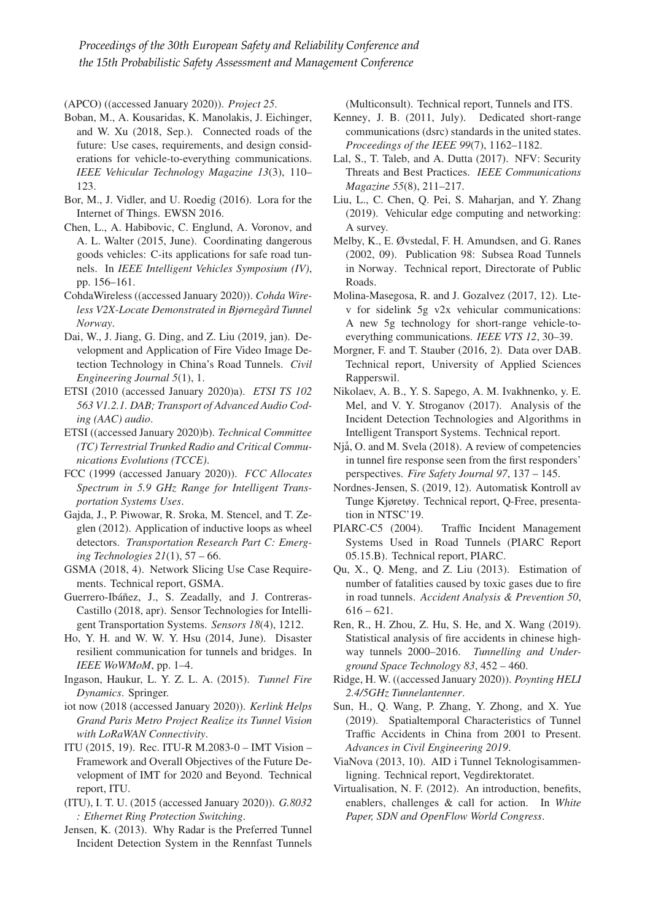(APCO) ((accessed January 2020)). *Project 25*.

Boban, M., A. Kousaridas, K. Manolakis, J. Eichinger, and W. Xu (2018, Sep.). Connected roads of the future: Use cases, requirements, and design considerations for vehicle-to-everything communications. *IEEE Vehicular Technology Magazine 13*(3), 110–123.

Bor, M., J. Vidler, and U. Roedig (2016). Lora for the Internet of Things. EWSN 2016.

Chen, L., A. Habibovic, C. Englund, A. Voronov, and A. L. Walter (2015, June). Coordinating dangerous goods vehicles: C-its applications for safe road tunnels. In *IEEE Intelligent Vehicles Symposium (IV)*, pp. 156–161.

CohdaWireless ((accessed January 2020)). *Cohda Wireless V2X-Locate Demonstrated in Bjørnegård Tunnel Norway*.

Dai, W., J. Jiang, G. Ding, and Z. Liu (2019, jan). Development and Application of Fire Video Image Detection Technology in China's Road Tunnels. *Civil Engineering Journal 5*(1), 1.

ETSI (2010 (accessed January 2020)a). *ETSI TS 102 563 V1.2.1. DAB; Transport of Advanced Audio Coding (AAC) audio*.

ETSI ((accessed January 2020)b). *Technical Committee (TC) Terrestrial Trunked Radio and Critical Communications Evolutions (TCCE)*.

FCC (1999 (accessed January 2020)). *FCC Allocates Spectrum in 5.9 GHz Range for Intelligent Transportation Systems Uses*.

Gajda, J., P. Piwowar, R. Sroka, M. Stencel, and T. Zeglen (2012). Application of inductive loops as wheel detectors. *Transportation Research Part C: Emerging Technologies 21*(1), 57 – 66.

GSMA (2018, 4). Network Slicing Use Case Requirements. Technical report, GSMA.

Guerrero-Ibáñez, J., S. Zeadally, and J. Contreras-Castillo (2018, apr). Sensor Technologies for Intelligent Transportation Systems. *Sensors 18*(4), 1212.

Ho, Y. H. and W. W. Y. Hsu (2014, June). Disaster resilient communication for tunnels and bridges. In *IEEE WoWMoM*, pp. 1–4.

Ingason, Haukur, L. Y. Z. L. A. (2015). *Tunnel Fire Dynamics*. Springer.

iot now (2018 (accessed January 2020)). *Kerlink Helps Grand Paris Metro Project Realize its Tunnel Vision with LoRaWAN Connectivity*.

ITU (2015, 19). Rec. ITU-R M.2083-0 – IMT Vision – Framework and Overall Objectives of the Future Development of IMT for 2020 and Beyond. Technical report, ITU.

(ITU), I. T. U. (2015 (accessed January 2020)). *G.8032 : Ethernet Ring Protection Switching*.

Jensen, K. (2013). Why Radar is the Preferred Tunnel Incident Detection System in the Rennfast Tunnels (Multiconsult). Technical report, Tunnels and ITS.

Kenney, J. B. (2011, July). Dedicated short-range communications (dsrc) standards in the united states. *Proceedings of the IEEE 99*(7), 1162–1182.

Lal, S., T. Taleb, and A. Dutta (2017). NFV: Security Threats and Best Practices. *IEEE Communications Magazine 55*(8), 211–217.

Liu, L., C. Chen, Q. Pei, S. Maharjan, and Y. Zhang (2019). Vehicular edge computing and networking: A survey.

Melby, K., E. Øvstedal, F. H. Amundsen, and G. Ranes (2002, 09). Publication 98: Subsea Road Tunnels in Norway. Technical report, Directorate of Public Roads.

Molina-Masegosa, R. and J. Gozalvez (2017, 12). Lte-v for sidelink 5g v2x vehicular communications: A new 5g technology for short-range vehicle-to-everything communications. *IEEE VTS 12*, 30–39.

Morgner, F. and T. Stauber (2016, 2). Data over DAB. Technical report, University of Applied Sciences Rapperswil.

Nikolaev, A. B., Y. S. Sapego, A. M. Ivakhnenko, y. E. Mel, and V. Y. Stroganov (2017). Analysis of the Incident Detection Technologies and Algorithms in Intelligent Transport Systems. Technical report.

Njå, O. and M. Svela (2018). A review of competencies in tunnel fire response seen from the first responders' perspectives. *Fire Safety Journal 97*, 137 – 145.

Nordnes-Jensen, S. (2019, 12). Automatisk Kontroll av Tunge Kjøretøy. Technical report, Q-Free, presentation in NTSC'19.

PIARC-C5 (2004). Traffic Incident Management Systems Used in Road Tunnels (PIARC Report 05.15.B). Technical report, PIARC.

Qu, X., Q. Meng, and Z. Liu (2013). Estimation of number of fatalities caused by toxic gases due to fire in road tunnels. *Accident Analysis & Prevention 50*, 616 – 621.

Ren, R., H. Zhou, Z. Hu, S. He, and X. Wang (2019). Statistical analysis of fire accidents in chinese highway tunnels 2000–2016. *Tunnelling and Underground Space Technology 83*, 452 – 460.

Ridge, H. W. ((accessed January 2020)). *Poynting HELI 2.4/5GHz Tunnelantenner*.

Sun, H., Q. Wang, P. Zhang, Y. Zhong, and X. Yue (2019). Spatialtemporal Characteristics of Tunnel Traffic Accidents in China from 2001 to Present. *Advances in Civil Engineering 2019*.

ViaNova (2013, 10). AID i Tunnel Teknologisammenligning. Technical report, Vegdirektoratet.

Virtualisation, N. F. (2012). An introduction, benefits, enablers, challenges & call for action. In *White Paper, SDN and OpenFlow World Congress*.